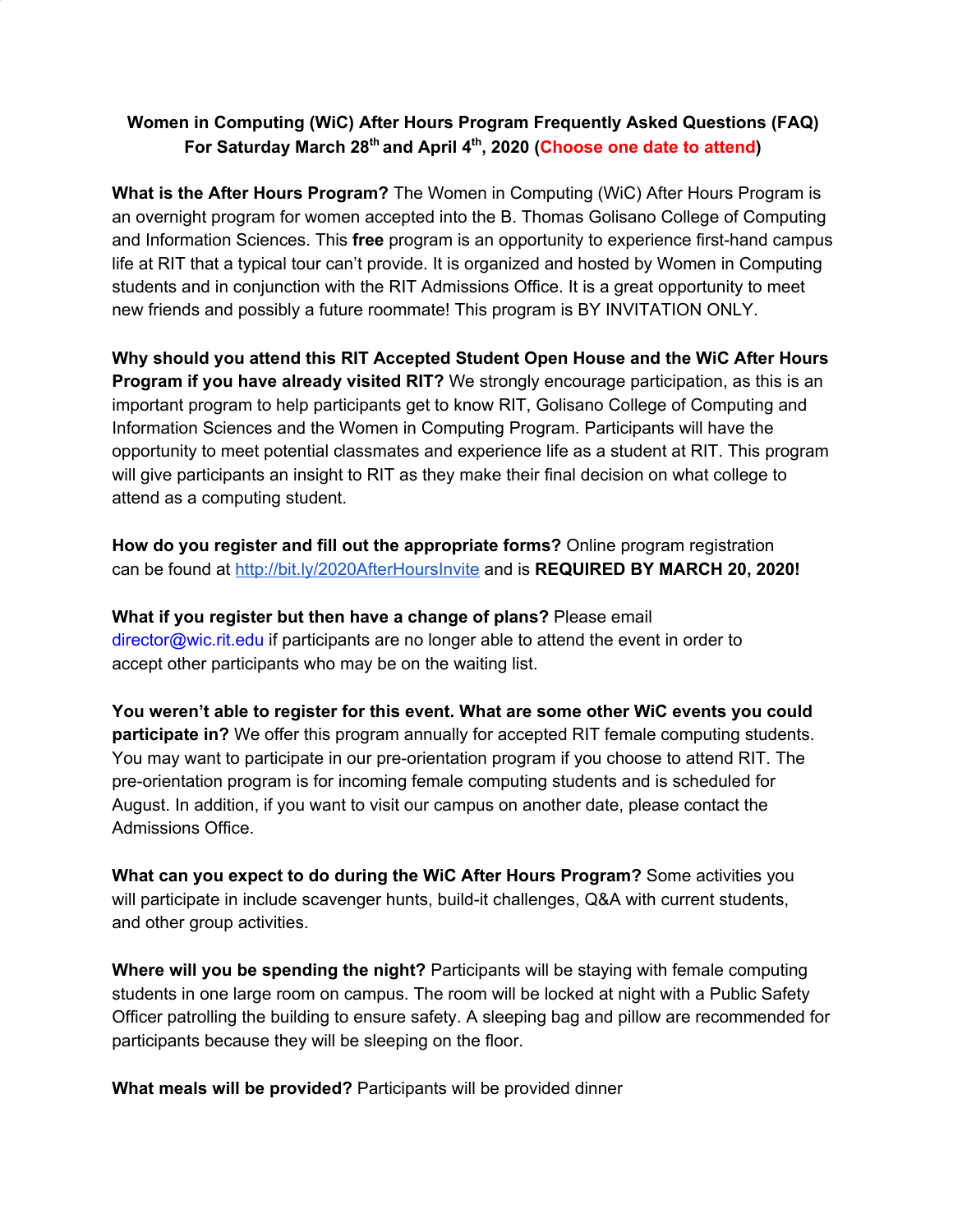**Women in Computing (WiC) After Hours Program Frequently Asked Questions (FAQ)**
**For Saturday March 28th and April 4th, 2020 (Choose one date to attend)**

**What is the After Hours Program?** The Women in Computing (WiC) After Hours Program is an overnight program for women accepted into the B. Thomas Golisano College of Computing and Information Sciences. This **free** program is an opportunity to experience first-hand campus life at RIT that a typical tour can't provide. It is organized and hosted by Women in Computing students and in conjunction with the RIT Admissions Office. It is a great opportunity to meet new friends and possibly a future roommate! This program is BY INVITATION ONLY.

**Why should you attend this RIT Accepted Student Open House and the WiC After Hours Program if you have already visited RIT?** We strongly encourage participation, as this is an important program to help participants get to know RIT, Golisano College of Computing and Information Sciences and the Women in Computing Program. Participants will have the opportunity to meet potential classmates and experience life as a student at RIT. This program will give participants an insight to RIT as they make their final decision on what college to attend as a computing student.

**How do you register and fill out the appropriate forms?** Online program registration can be found at [http://bit.ly/2020AfterHoursInvite](http://bit.ly/2020AfterHoursInvite) and is **REQUIRED BY MARCH 20, 2020!**

**What if you register but then have a change of plans?** Please email director@wic.rit.edu if participants are no longer able to attend the event in order to accept other participants who may be on the waiting list.

**You weren't able to register for this event. What are some other WiC events you could participate in?** We offer this program annually for accepted RIT female computing students. You may want to participate in our pre-orientation program if you choose to attend RIT. The pre-orientation program is for incoming female computing students and is scheduled for August. In addition, if you want to visit our campus on another date, please contact the Admissions Office.

**What can you expect to do during the WiC After Hours Program?** Some activities you will participate in include scavenger hunts, build-it challenges, Q&A with current students, and other group activities.

**Where will you be spending the night?** Participants will be staying with female computing students in one large room on campus. The room will be locked at night with a Public Safety Officer patrolling the building to ensure safety. A sleeping bag and pillow are recommended for participants because they will be sleeping on the floor.

**What meals will be provided?** Participants will be provided dinner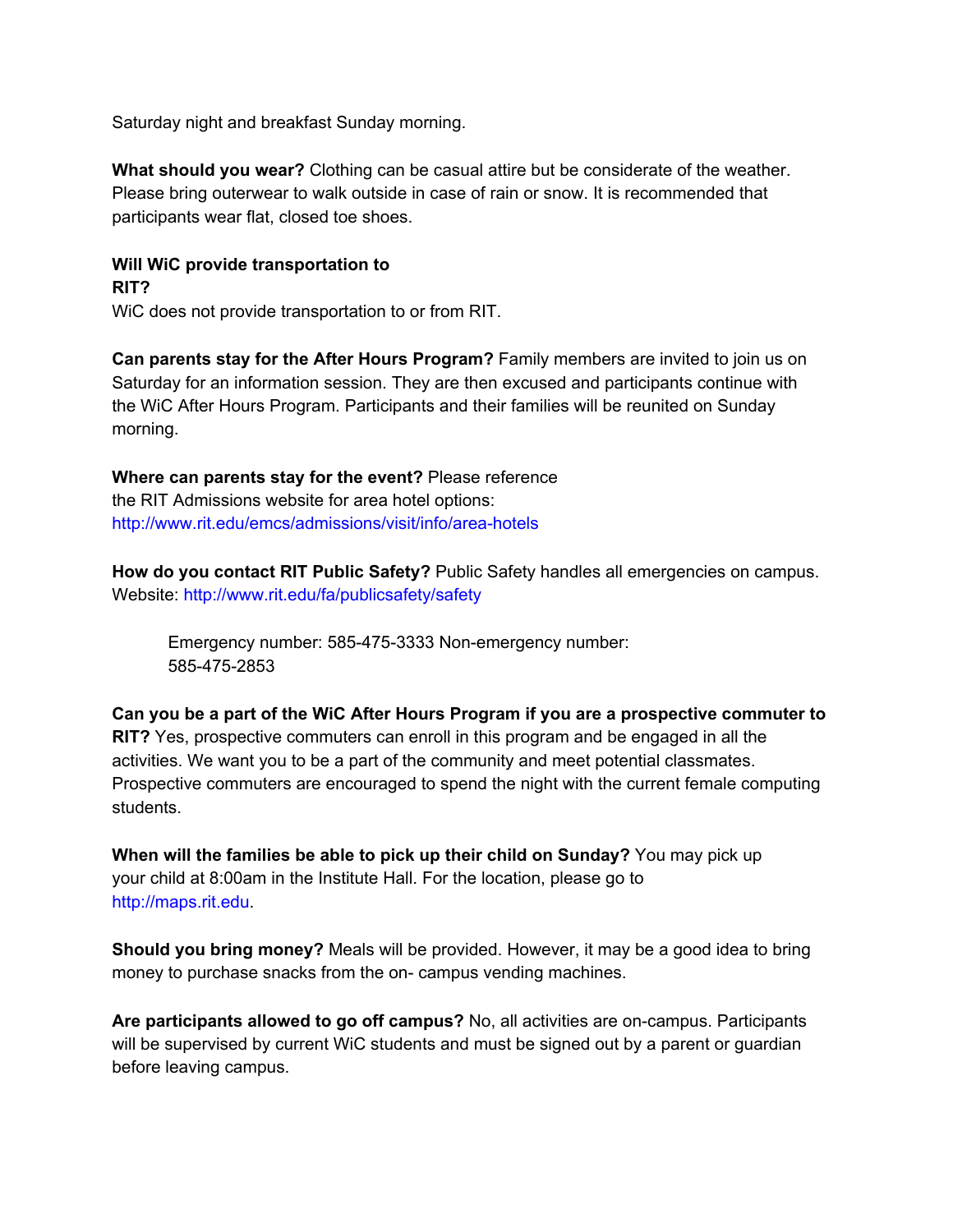Saturday night and breakfast Sunday morning.

**What should you wear?** Clothing can be casual attire but be considerate of the weather. Please bring outerwear to walk outside in case of rain or snow. It is recommended that participants wear flat, closed toe shoes.

**Will WiC provide transportation to RIT?**
WiC does not provide transportation to or from RIT.

**Can parents stay for the After Hours Program?** Family members are invited to join us on Saturday for an information session. They are then excused and participants continue with the WiC After Hours Program. Participants and their families will be reunited on Sunday morning.

**Where can parents stay for the event?** Please reference the RIT Admissions website for area hotel options: http://www.rit.edu/emcs/admissions/visit/info/area-hotels

**How do you contact RIT Public Safety?** Public Safety handles all emergencies on campus. Website: http://www.rit.edu/fa/publicsafety/safety

> Emergency number: 585-475-3333 Non-emergency number: 585-475-2853

**Can you be a part of the WiC After Hours Program if you are a prospective commuter to RIT?** Yes, prospective commuters can enroll in this program and be engaged in all the activities. We want you to be a part of the community and meet potential classmates. Prospective commuters are encouraged to spend the night with the current female computing students.

**When will the families be able to pick up their child on Sunday?** You may pick up your child at 8:00am in the Institute Hall. For the location, please go to http://maps.rit.edu.

**Should you bring money?** Meals will be provided. However, it may be a good idea to bring money to purchase snacks from the on- campus vending machines.

**Are participants allowed to go off campus?** No, all activities are on-campus. Participants will be supervised by current WiC students and must be signed out by a parent or guardian before leaving campus.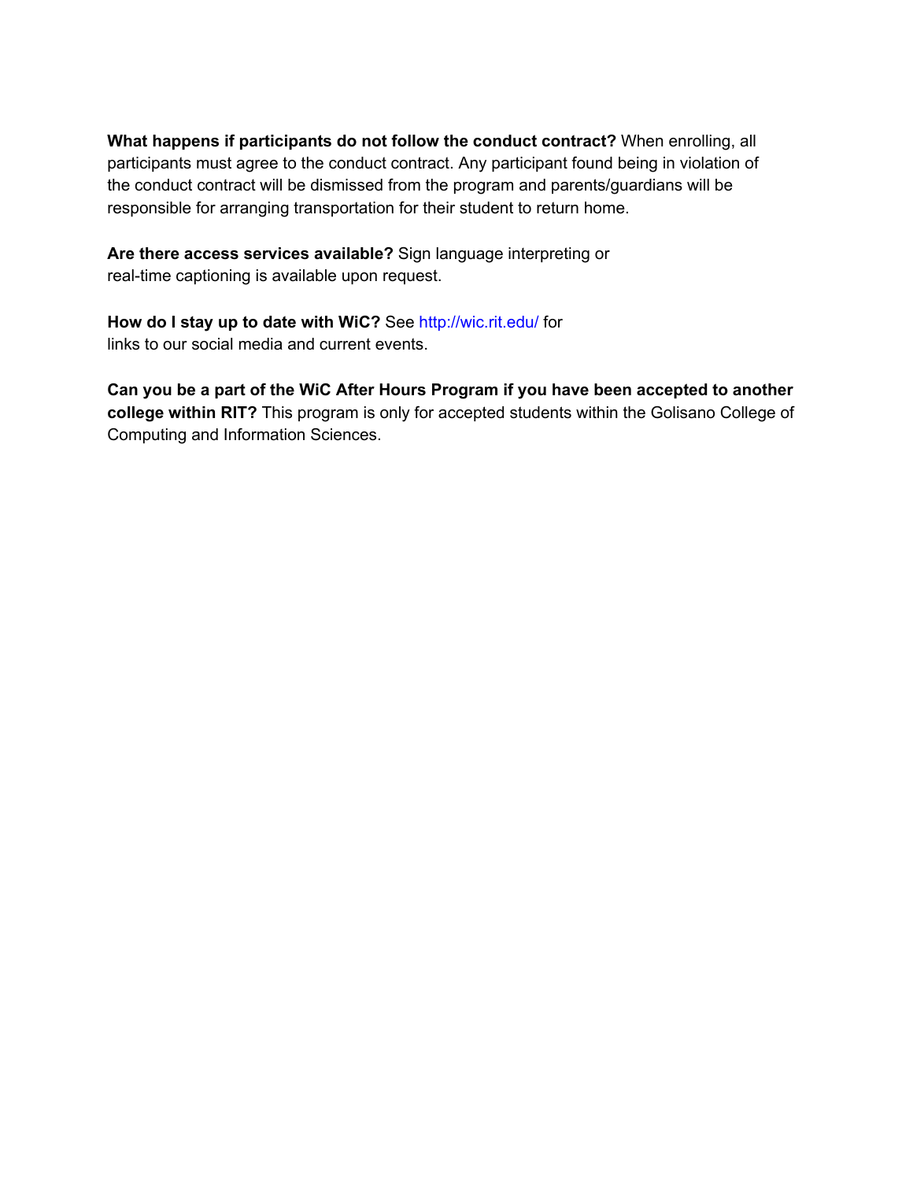**What happens if participants do not follow the conduct contract?** When enrolling, all participants must agree to the conduct contract. Any participant found being in violation of the conduct contract will be dismissed from the program and parents/guardians will be responsible for arranging transportation for their student to return home.

**Are there access services available?** Sign language interpreting or real-time captioning is available upon request.

**How do I stay up to date with WiC?** See http://wic.rit.edu/ for links to our social media and current events.

**Can you be a part of the WiC After Hours Program if you have been accepted to another college within RIT?** This program is only for accepted students within the Golisano College of Computing and Information Sciences.